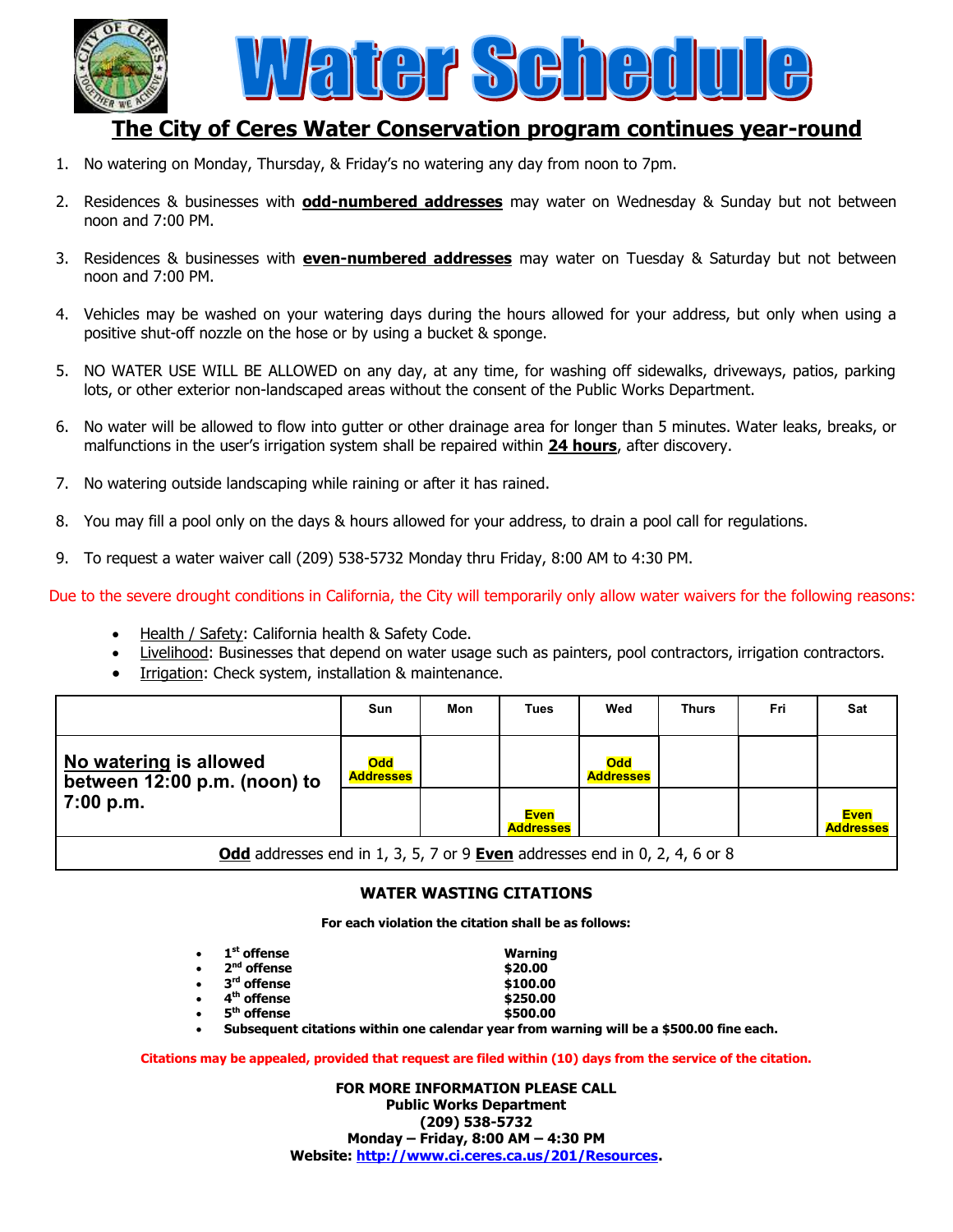# Water Schedule

## The City of Ceres Water Conservation program continues year-round

1. No watering on Monday, Thursday, & Friday's no watering any day from noon to 7pm.

2. Residences & businesses with **odd-numbered addresses** may water on Wednesday & Sunday but not between noon and 7:00 PM.

3. Residences & businesses with **even-numbered addresses** may water on Tuesday & Saturday but not between noon and 7:00 PM.

4. Vehicles may be washed on your watering days during the hours allowed for your address, but only when using a positive shut-off nozzle on the hose or by using a bucket & sponge.

5. NO WATER USE WILL BE ALLOWED on any day, at any time, for washing off sidewalks, driveways, patios, parking lots, or other exterior non-landscaped areas without the consent of the Public Works Department.

6. No water will be allowed to flow into gutter or other drainage area for longer than 5 minutes. Water leaks, breaks, or malfunctions in the user's irrigation system shall be repaired within **24 hours**, after discovery.

7. No watering outside landscaping while raining or after it has rained.

8. You may fill a pool only on the days & hours allowed for your address, to drain a pool call for regulations.

9. To request a water waiver call (209) 538-5732 Monday thru Friday, 8:00 AM to 4:30 PM.

Due to the severe drought conditions in California, the City will temporarily only allow water waivers for the following reasons:

- Health / Safety: California health & Safety Code.
- Livelihood: Businesses that depend on water usage such as painters, pool contractors, irrigation contractors.
- Irrigation: Check system, installation & maintenance.

| | Sun | Mon | Tues | Wed | Thurs | Fri | Sat |
|---|---|---|---|---|---|---|---|
| **No watering is allowed between 12:00 p.m. (noon) to 7:00 p.m.** | **Odd Addresses** | | | **Odd Addresses** | | | |
| | | | **Even Addresses** | | | | **Even Addresses** |
| **Odd** addresses end in 1, 3, 5, 7 or 9 **Even** addresses end in 0, 2, 4, 6 or 8 | | | | | | | |

### WATER WASTING CITATIONS

**For each violation the citation shall be as follows:**

- **1st offense** **Warning**
- **2nd offense** **$20.00**
- **3rd offense** **$100.00**
- **4th offense** **$250.00**
- **5th offense** **$500.00**
- **Subsequent citations within one calendar year from warning will be a $500.00 fine each.**

**Citations may be appealed, provided that request are filed within (10) days from the service of the citation.**

**FOR MORE INFORMATION PLEASE CALL**
**Public Works Department**
**(209) 538-5732**
**Monday – Friday, 8:00 AM – 4:30 PM**
**Website: http://www.ci.ceres.ca.us/201/Resources.**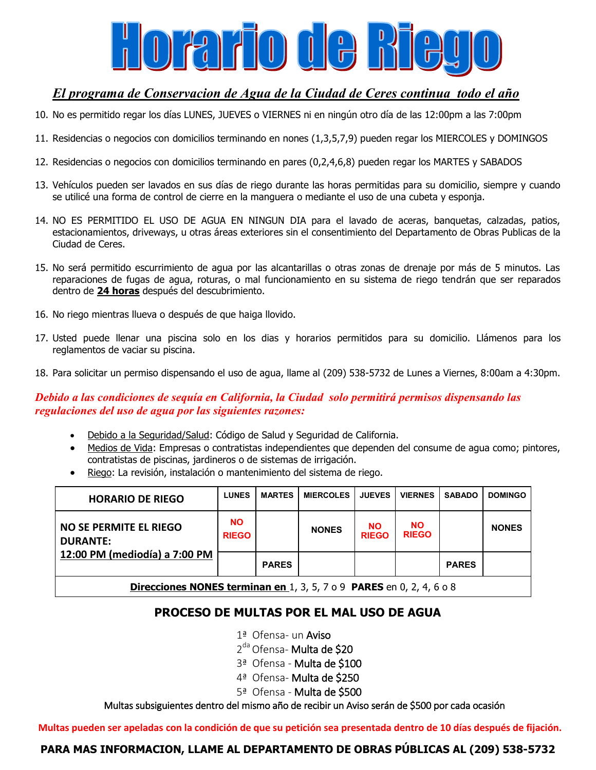# Horario de Riego

***El programa de Conservacion de Agua de la Ciudad de Ceres continua todo el año***

10. No es permitido regar los días LUNES, JUEVES o VIERNES ni en ningún otro día de las 12:00pm a las 7:00pm

11. Residencias o negocios con domicilios terminando en nones (1,3,5,7,9) pueden regar los MIERCOLES y DOMINGOS

12. Residencias o negocios con domicilios terminando en pares (0,2,4,6,8) pueden regar los MARTES y SABADOS

13. Vehículos pueden ser lavados en sus días de riego durante las horas permitidas para su domicilio, siempre y cuando se utilicé una forma de control de cierre en la manguera o mediante el uso de una cubeta y esponja.

14. NO ES PERMITIDO EL USO DE AGUA EN NINGUN DIA para el lavado de aceras, banquetas, calzadas, patios, estacionamientos, driveways, u otras áreas exteriores sin el consentimiento del Departamento de Obras Publicas de la Ciudad de Ceres.

15. No será permitido escurrimiento de agua por las alcantarillas o otras zonas de drenaje por más de 5 minutos. Las reparaciones de fugas de agua, roturas, o mal funcionamiento en su sistema de riego tendrán que ser reparados dentro de **24 horas** después del descubrimiento.

16. No riego mientras llueva o después de que haiga llovido.

17. Usted puede llenar una piscina solo en los dias y horarios permitidos para su domicilio. Llámenos para los reglamentos de vaciar su piscina.

18. Para solicitar un permiso dispensando el uso de agua, llame al (209) 538-5732 de Lunes a Viernes, 8:00am a 4:30pm.

***Debido a las condiciones de sequía en California, la Ciudad solo permitirá permisos dispensando las regulaciones del uso de agua por las siguientes razones:***

- Debido a la Seguridad/Salud: Código de Salud y Seguridad de California.
- Medios de Vida: Empresas o contratistas independientes que dependen del consume de agua como; pintores, contratistas de piscinas, jardineros o de sistemas de irrigación.
- Riego: La revisión, instalación o mantenimiento del sistema de riego.

| HORARIO DE RIEGO | LUNES | MARTES | MIERCOLES | JUEVES | VIERNES | SABADO | DOMINGO |
|---|---|---|---|---|---|---|---|
| NO SE PERMITE EL RIEGO DURANTE: 12:00 PM (mediodía) a 7:00 PM | NO RIEGO | | NONES | NO RIEGO | NO RIEGO | | NONES |
| | | PARES | | | | PARES | |
| **Direcciones NONES terminan en** 1, 3, 5, 7 o 9 **PARES** en 0, 2, 4, 6 o 8 | | | | | | | |

## PROCESO DE MULTAS POR EL MAL USO DE AGUA

1ª Ofensa- un Aviso
2da Ofensa- Multa de $20
3ª Ofensa - Multa de $100
4ª Ofensa- Multa de $250
5ª Ofensa - Multa de $500

Multas subsiguientes dentro del mismo año de recibir un Aviso serán de $500 por cada ocasión

**Multas pueden ser apeladas con la condición de que su petición sea presentada dentro de 10 días después de fijación.**

**PARA MAS INFORMACION, LLAME AL DEPARTAMENTO DE OBRAS PÚBLICAS AL (209) 538-5732**